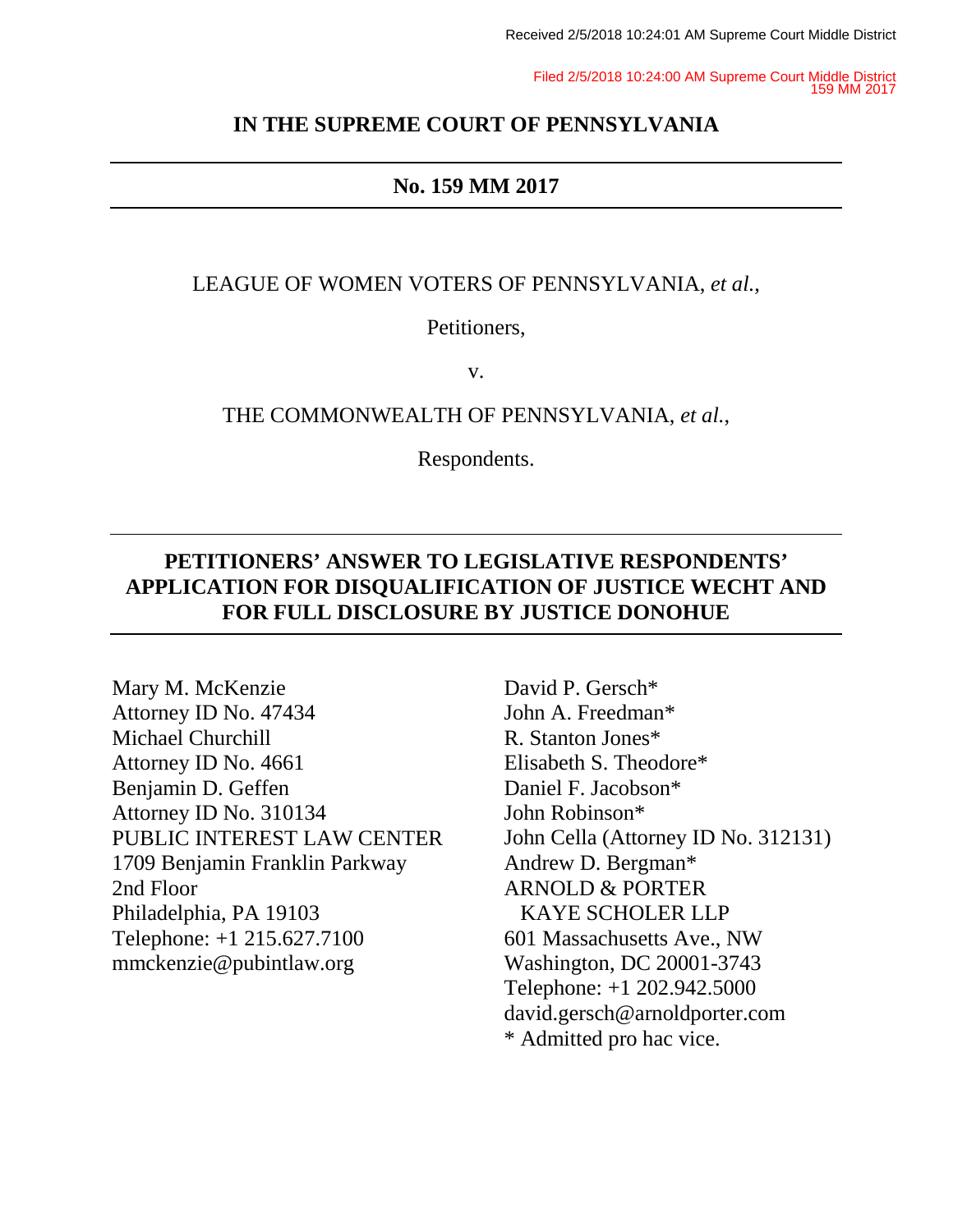Received 2/5/2018 10:24:01 AM Supreme Court Middle District

Filed 2/5/2018 10:24:00 AM Supreme Court Middle District
159 MM 2017

# IN THE SUPREME COURT OF PENNSYLVANIA

---

**No. 159 MM 2017**

---

LEAGUE OF WOMEN VOTERS OF PENNSYLVANIA, *et al.*,

Petitioners,

v.

THE COMMONWEALTH OF PENNSYLVANIA, *et al.*,

Respondents.

---

## PETITIONERS' ANSWER TO LEGISLATIVE RESPONDENTS' APPLICATION FOR DISQUALIFICATION OF JUSTICE WECHT AND FOR FULL DISCLOSURE BY JUSTICE DONOHUE

---

Mary M. McKenzie
Attorney ID No. 47434
Michael Churchill
Attorney ID No. 4661
Benjamin D. Geffen
Attorney ID No. 310134
PUBLIC INTEREST LAW CENTER
1709 Benjamin Franklin Parkway
2nd Floor
Philadelphia, PA 19103
Telephone: +1 215.627.7100
mmckenzie@pubintlaw.org

David P. Gersch*
John A. Freedman*
R. Stanton Jones*
Elisabeth S. Theodore*
Daniel F. Jacobson*
John Robinson*
John Cella (Attorney ID No. 312131)
Andrew D. Bergman*
ARNOLD & PORTER
KAYE SCHOLER LLP
601 Massachusetts Ave., NW
Washington, DC 20001-3743
Telephone: +1 202.942.5000
david.gersch@arnoldporter.com
* Admitted pro hac vice.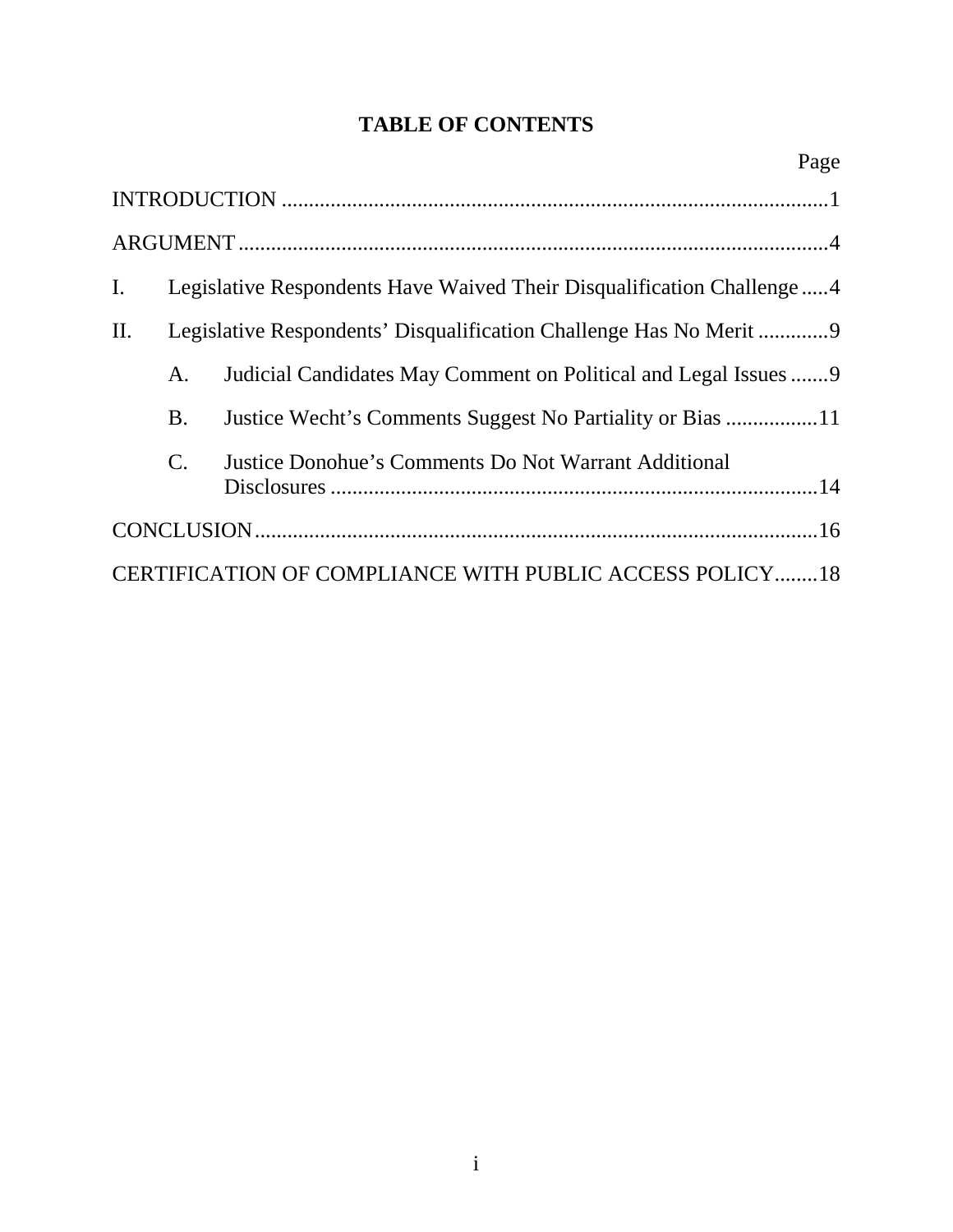# TABLE OF CONTENTS

| | | | Page |
|---|---|---|---|
| INTRODUCTION | | | 1 |
| ARGUMENT | | | 4 |
| I. | Legislative Respondents Have Waived Their Disqualification Challenge | | 4 |
| II. | Legislative Respondents' Disqualification Challenge Has No Merit | | 9 |
| | A. | Judicial Candidates May Comment on Political and Legal Issues | 9 |
| | B. | Justice Wecht's Comments Suggest No Partiality or Bias | 11 |
| | C. | Justice Donohue's Comments Do Not Warrant Additional Disclosures | 14 |
| CONCLUSION | | | 16 |
| CERTIFICATION OF COMPLIANCE WITH PUBLIC ACCESS POLICY | | | 18 |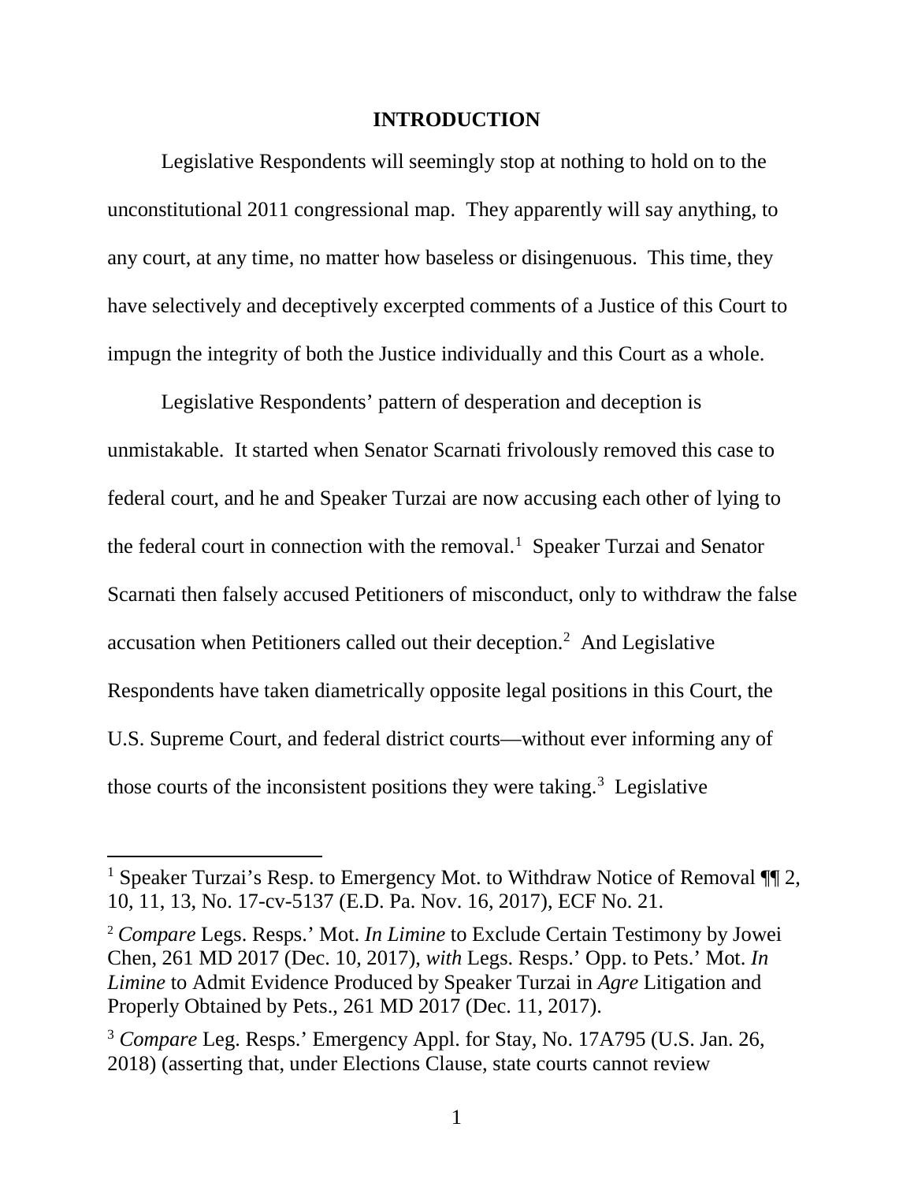## INTRODUCTION

Legislative Respondents will seemingly stop at nothing to hold on to the unconstitutional 2011 congressional map. They apparently will say anything, to any court, at any time, no matter how baseless or disingenuous. This time, they have selectively and deceptively excerpted comments of a Justice of this Court to impugn the integrity of both the Justice individually and this Court as a whole.

Legislative Respondents' pattern of desperation and deception is unmistakable. It started when Senator Scarnati frivolously removed this case to federal court, and he and Speaker Turzai are now accusing each other of lying to the federal court in connection with the removal.[1] Speaker Turzai and Senator Scarnati then falsely accused Petitioners of misconduct, only to withdraw the false accusation when Petitioners called out their deception.[2] And Legislative Respondents have taken diametrically opposite legal positions in this Court, the U.S. Supreme Court, and federal district courts—without ever informing any of those courts of the inconsistent positions they were taking.[3] Legislative

---

[1] Speaker Turzai's Resp. to Emergency Mot. to Withdraw Notice of Removal ¶¶ 2, 10, 11, 13, No. 17-cv-5137 (E.D. Pa. Nov. 16, 2017), ECF No. 21.

[2] *Compare* Legs. Resps.' Mot. *In Limine* to Exclude Certain Testimony by Jowei Chen, 261 MD 2017 (Dec. 10, 2017), *with* Legs. Resps.' Opp. to Pets.' Mot. *In Limine* to Admit Evidence Produced by Speaker Turzai in *Agre* Litigation and Properly Obtained by Pets., 261 MD 2017 (Dec. 11, 2017).

[3] *Compare* Leg. Resps.' Emergency Appl. for Stay, No. 17A795 (U.S. Jan. 26, 2018) (asserting that, under Elections Clause, state courts cannot review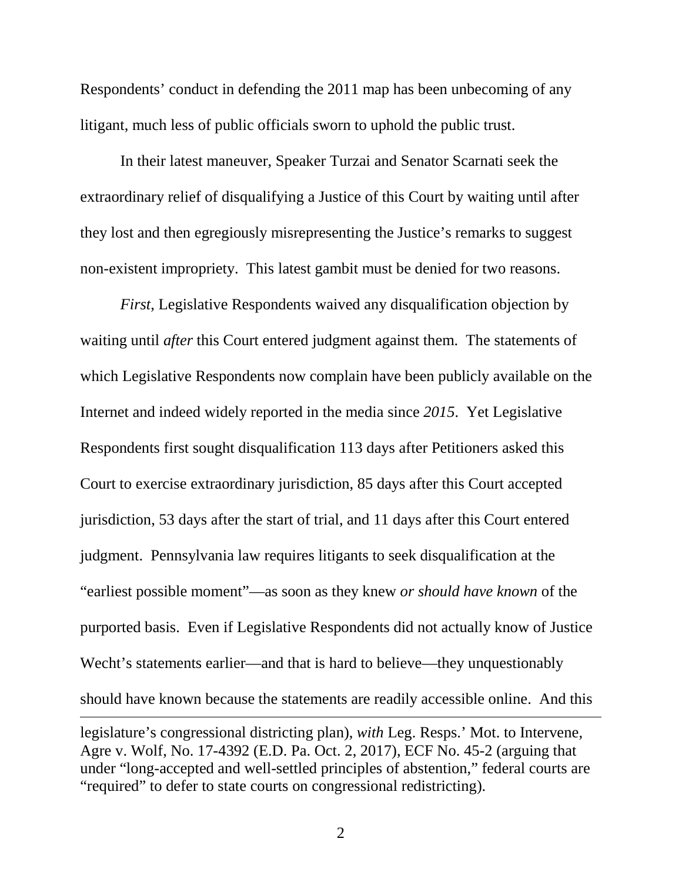Respondents' conduct in defending the 2011 map has been unbecoming of any litigant, much less of public officials sworn to uphold the public trust.

In their latest maneuver, Speaker Turzai and Senator Scarnati seek the extraordinary relief of disqualifying a Justice of this Court by waiting until after they lost and then egregiously misrepresenting the Justice's remarks to suggest non-existent impropriety. This latest gambit must be denied for two reasons.

*First*, Legislative Respondents waived any disqualification objection by waiting until *after* this Court entered judgment against them. The statements of which Legislative Respondents now complain have been publicly available on the Internet and indeed widely reported in the media since *2015*. Yet Legislative Respondents first sought disqualification 113 days after Petitioners asked this Court to exercise extraordinary jurisdiction, 85 days after this Court accepted jurisdiction, 53 days after the start of trial, and 11 days after this Court entered judgment. Pennsylvania law requires litigants to seek disqualification at the "earliest possible moment"—as soon as they knew *or should have known* of the purported basis. Even if Legislative Respondents did not actually know of Justice Wecht's statements earlier—and that is hard to believe—they unquestionably should have known because the statements are readily accessible online. And this

---

legislature's congressional districting plan), *with* Leg. Resps.' Mot. to Intervene, Agre v. Wolf, No. 17-4392 (E.D. Pa. Oct. 2, 2017), ECF No. 45-2 (arguing that under "long-accepted and well-settled principles of abstention," federal courts are "required" to defer to state courts on congressional redistricting).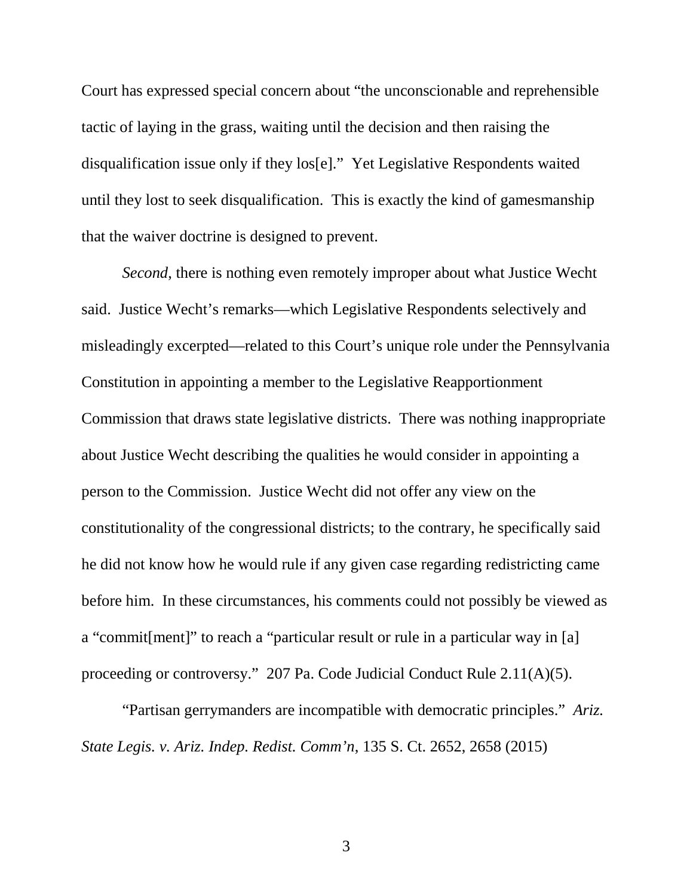Court has expressed special concern about "the unconscionable and reprehensible tactic of laying in the grass, waiting until the decision and then raising the disqualification issue only if they los[e]." Yet Legislative Respondents waited until they lost to seek disqualification. This is exactly the kind of gamesmanship that the waiver doctrine is designed to prevent.

*Second*, there is nothing even remotely improper about what Justice Wecht said. Justice Wecht's remarks—which Legislative Respondents selectively and misleadingly excerpted—related to this Court's unique role under the Pennsylvania Constitution in appointing a member to the Legislative Reapportionment Commission that draws state legislative districts. There was nothing inappropriate about Justice Wecht describing the qualities he would consider in appointing a person to the Commission. Justice Wecht did not offer any view on the constitutionality of the congressional districts; to the contrary, he specifically said he did not know how he would rule if any given case regarding redistricting came before him. In these circumstances, his comments could not possibly be viewed as a "commit[ment]" to reach a "particular result or rule in a particular way in [a] proceeding or controversy." 207 Pa. Code Judicial Conduct Rule 2.11(A)(5).

"Partisan gerrymanders are incompatible with democratic principles." *Ariz. State Legis. v. Ariz. Indep. Redist. Comm'n*, 135 S. Ct. 2652, 2658 (2015)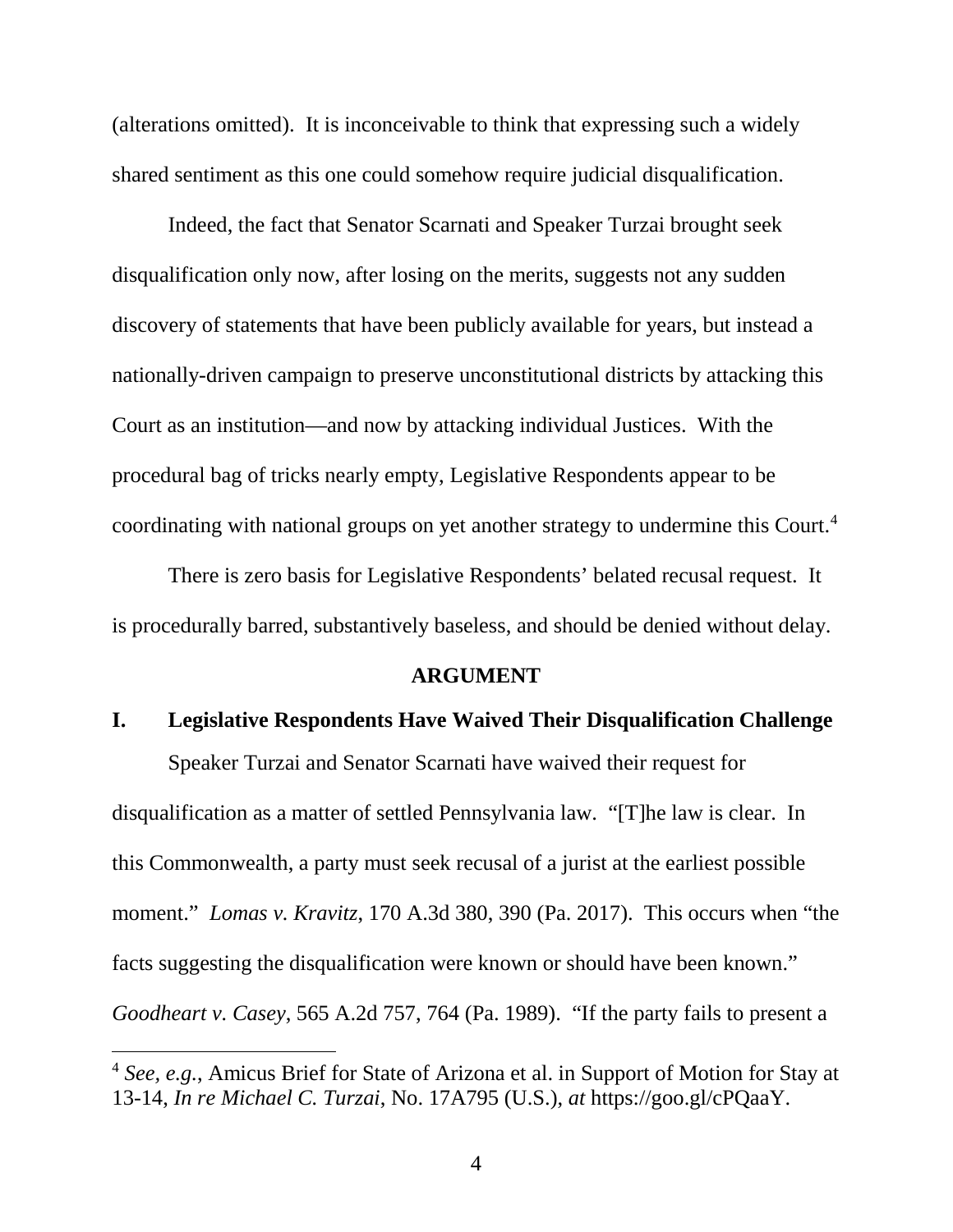(alterations omitted). It is inconceivable to think that expressing such a widely shared sentiment as this one could somehow require judicial disqualification.

Indeed, the fact that Senator Scarnati and Speaker Turzai brought seek disqualification only now, after losing on the merits, suggests not any sudden discovery of statements that have been publicly available for years, but instead a nationally-driven campaign to preserve unconstitutional districts by attacking this Court as an institution—and now by attacking individual Justices. With the procedural bag of tricks nearly empty, Legislative Respondents appear to be coordinating with national groups on yet another strategy to undermine this Court.[4]

There is zero basis for Legislative Respondents' belated recusal request. It is procedurally barred, substantively baseless, and should be denied without delay.

## ARGUMENT

### I. Legislative Respondents Have Waived Their Disqualification Challenge

Speaker Turzai and Senator Scarnati have waived their request for disqualification as a matter of settled Pennsylvania law. "[T]he law is clear. In this Commonwealth, a party must seek recusal of a jurist at the earliest possible moment." *Lomas v. Kravitz*, 170 A.3d 380, 390 (Pa. 2017). This occurs when "the facts suggesting the disqualification were known or should have been known." *Goodheart v. Casey*, 565 A.2d 757, 764 (Pa. 1989). "If the party fails to present a

---

[4] *See, e.g.*, Amicus Brief for State of Arizona et al. in Support of Motion for Stay at 13-14, *In re Michael C. Turzai*, No. 17A795 (U.S.), *at* https://goo.gl/cPQaaY.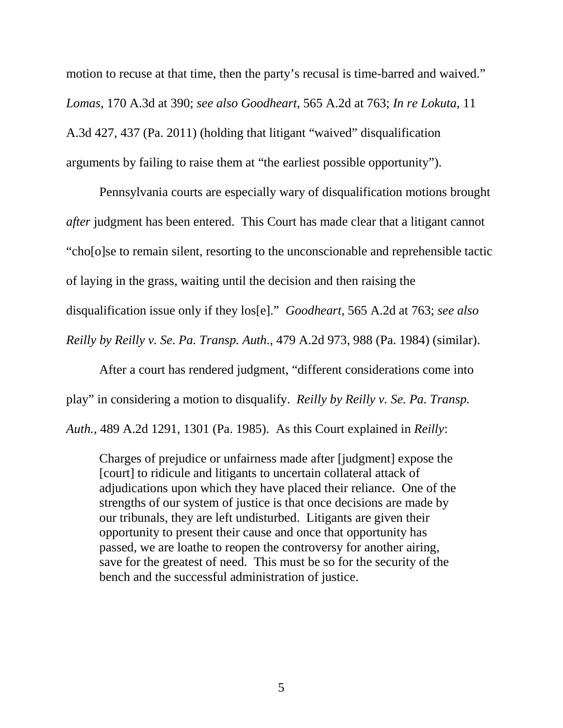motion to recuse at that time, then the party's recusal is time-barred and waived." *Lomas*, 170 A.3d at 390; *see also Goodheart*, 565 A.2d at 763; *In re Lokuta*, 11 A.3d 427, 437 (Pa. 2011) (holding that litigant "waived" disqualification arguments by failing to raise them at "the earliest possible opportunity").

Pennsylvania courts are especially wary of disqualification motions brought *after* judgment has been entered. This Court has made clear that a litigant cannot "cho[o]se to remain silent, resorting to the unconscionable and reprehensible tactic of laying in the grass, waiting until the decision and then raising the disqualification issue only if they los[e]." *Goodheart*, 565 A.2d at 763; *see also Reilly by Reilly v. Se. Pa. Transp. Auth.*, 479 A.2d 973, 988 (Pa. 1984) (similar).

After a court has rendered judgment, "different considerations come into play" in considering a motion to disqualify. *Reilly by Reilly v. Se. Pa. Transp. Auth.*, 489 A.2d 1291, 1301 (Pa. 1985). As this Court explained in *Reilly*:

> Charges of prejudice or unfairness made after [judgment] expose the [court] to ridicule and litigants to uncertain collateral attack of adjudications upon which they have placed their reliance. One of the strengths of our system of justice is that once decisions are made by our tribunals, they are left undisturbed. Litigants are given their opportunity to present their cause and once that opportunity has passed, we are loathe to reopen the controversy for another airing, save for the greatest of need. This must be so for the security of the bench and the successful administration of justice.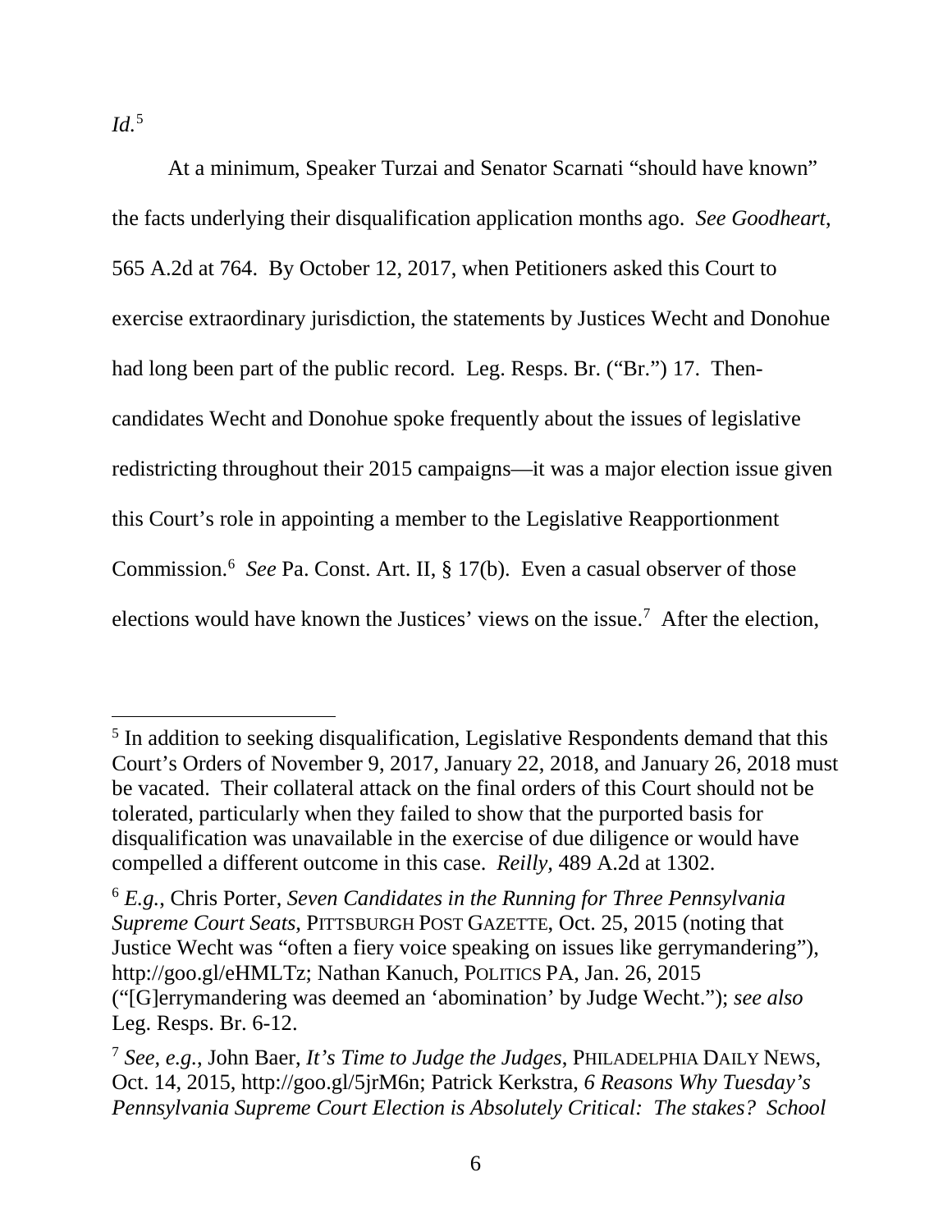*Id.*[5]

At a minimum, Speaker Turzai and Senator Scarnati "should have known" the facts underlying their disqualification application months ago. *See Goodheart*, 565 A.2d at 764. By October 12, 2017, when Petitioners asked this Court to exercise extraordinary jurisdiction, the statements by Justices Wecht and Donohue had long been part of the public record. Leg. Resps. Br. ("Br.") 17. Then-candidates Wecht and Donohue spoke frequently about the issues of legislative redistricting throughout their 2015 campaigns—it was a major election issue given this Court's role in appointing a member to the Legislative Reapportionment Commission.[6] *See* Pa. Const. Art. II, § 17(b). Even a casual observer of those elections would have known the Justices' views on the issue.[7] After the election,

---

[5] In addition to seeking disqualification, Legislative Respondents demand that this Court's Orders of November 9, 2017, January 22, 2018, and January 26, 2018 must be vacated. Their collateral attack on the final orders of this Court should not be tolerated, particularly when they failed to show that the purported basis for disqualification was unavailable in the exercise of due diligence or would have compelled a different outcome in this case. *Reilly,* 489 A.2d at 1302.

[6] *E.g.*, Chris Porter, *Seven Candidates in the Running for Three Pennsylvania Supreme Court Seats*, PITTSBURGH POST GAZETTE, Oct. 25, 2015 (noting that Justice Wecht was "often a fiery voice speaking on issues like gerrymandering"), http://goo.gl/eHMLTz; Nathan Kanuch, POLITICS PA, Jan. 26, 2015 ("[G]errymandering was deemed an 'abomination' by Judge Wecht."); *see also* Leg. Resps. Br. 6-12.

[7] *See, e.g.*, John Baer, *It's Time to Judge the Judges*, PHILADELPHIA DAILY NEWS, Oct. 14, 2015, http://goo.gl/5jrM6n; Patrick Kerkstra, *6 Reasons Why Tuesday's Pennsylvania Supreme Court Election is Absolutely Critical: The stakes? School*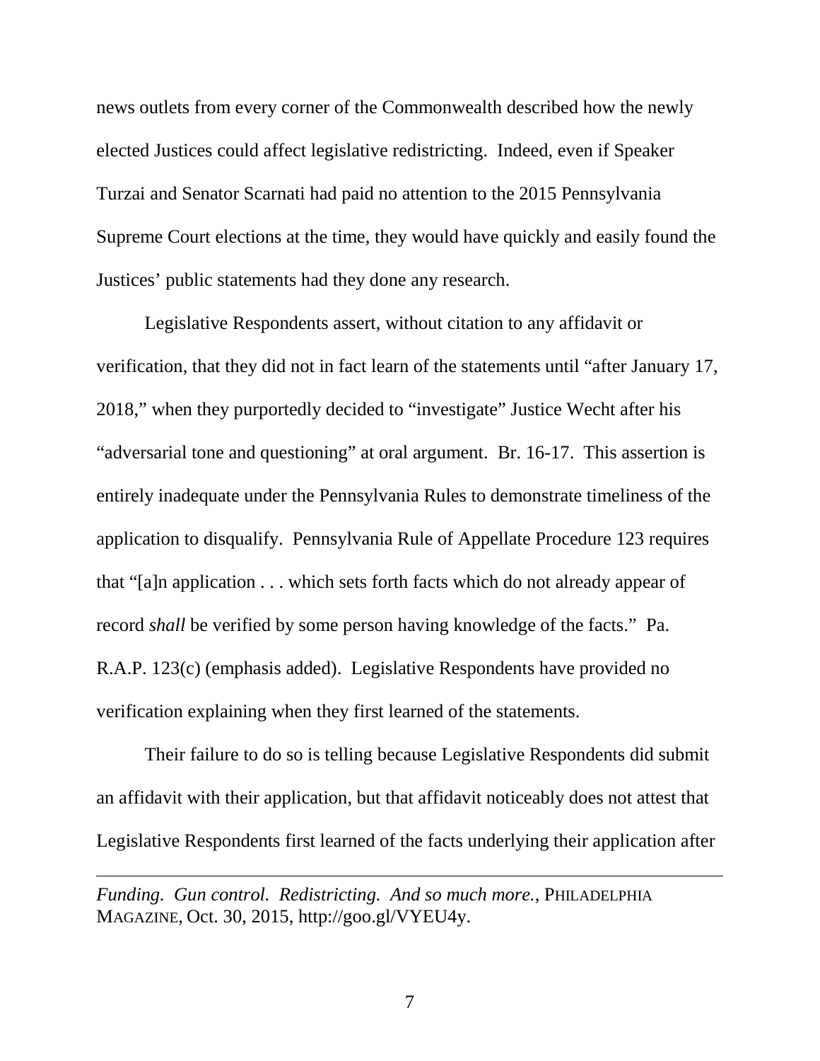news outlets from every corner of the Commonwealth described how the newly elected Justices could affect legislative redistricting. Indeed, even if Speaker Turzai and Senator Scarnati had paid no attention to the 2015 Pennsylvania Supreme Court elections at the time, they would have quickly and easily found the Justices' public statements had they done any research.

Legislative Respondents assert, without citation to any affidavit or verification, that they did not in fact learn of the statements until "after January 17, 2018," when they purportedly decided to "investigate" Justice Wecht after his "adversarial tone and questioning" at oral argument. Br. 16-17. This assertion is entirely inadequate under the Pennsylvania Rules to demonstrate timeliness of the application to disqualify. Pennsylvania Rule of Appellate Procedure 123 requires that "[a]n application . . . which sets forth facts which do not already appear of record *shall* be verified by some person having knowledge of the facts." Pa. R.A.P. 123(c) (emphasis added). Legislative Respondents have provided no verification explaining when they first learned of the statements.

Their failure to do so is telling because Legislative Respondents did submit an affidavit with their application, but that affidavit noticeably does not attest that Legislative Respondents first learned of the facts underlying their application after

---

*Funding. Gun control. Redistricting. And so much more.*, PHILADELPHIA MAGAZINE, Oct. 30, 2015, http://goo.gl/VYEU4y.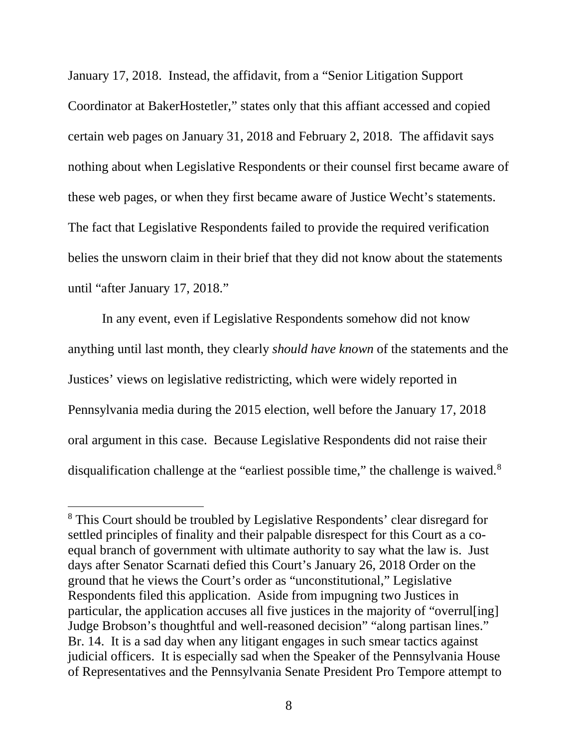January 17, 2018. Instead, the affidavit, from a "Senior Litigation Support Coordinator at BakerHostetler," states only that this affiant accessed and copied certain web pages on January 31, 2018 and February 2, 2018. The affidavit says nothing about when Legislative Respondents or their counsel first became aware of these web pages, or when they first became aware of Justice Wecht's statements. The fact that Legislative Respondents failed to provide the required verification belies the unsworn claim in their brief that they did not know about the statements until "after January 17, 2018."

In any event, even if Legislative Respondents somehow did not know anything until last month, they clearly *should have known* of the statements and the Justices' views on legislative redistricting, which were widely reported in Pennsylvania media during the 2015 election, well before the January 17, 2018 oral argument in this case. Because Legislative Respondents did not raise their disqualification challenge at the "earliest possible time," the challenge is waived.[8]

---

[8] This Court should be troubled by Legislative Respondents' clear disregard for settled principles of finality and their palpable disrespect for this Court as a co-equal branch of government with ultimate authority to say what the law is. Just days after Senator Scarnati defied this Court's January 26, 2018 Order on the ground that he views the Court's order as "unconstitutional," Legislative Respondents filed this application. Aside from impugning two Justices in particular, the application accuses all five justices in the majority of "overrul[ing] Judge Brobson's thoughtful and well-reasoned decision" "along partisan lines." Br. 14. It is a sad day when any litigant engages in such smear tactics against judicial officers. It is especially sad when the Speaker of the Pennsylvania House of Representatives and the Pennsylvania Senate President Pro Tempore attempt to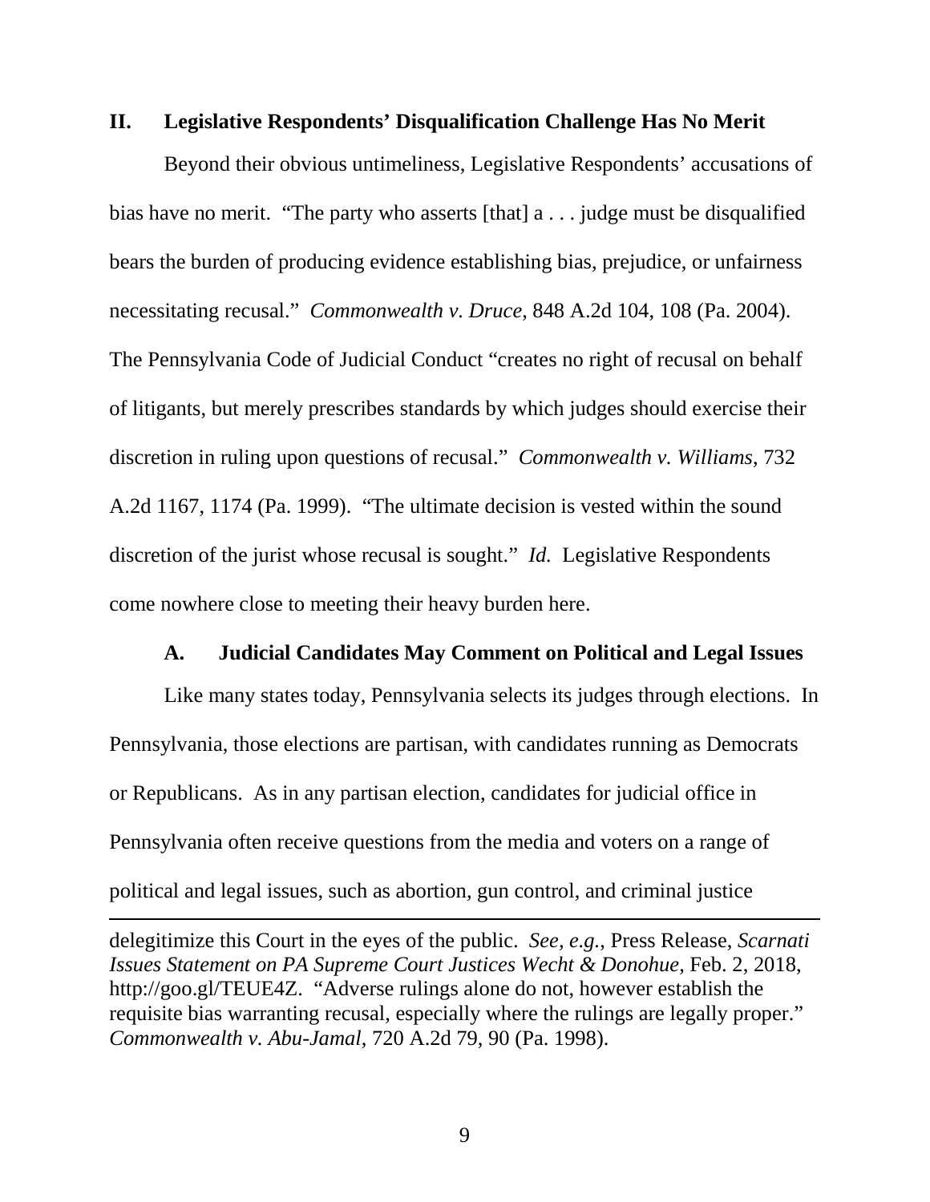## II. Legislative Respondents' Disqualification Challenge Has No Merit

Beyond their obvious untimeliness, Legislative Respondents' accusations of bias have no merit. "The party who asserts [that] a . . . judge must be disqualified bears the burden of producing evidence establishing bias, prejudice, or unfairness necessitating recusal." *Commonwealth v. Druce,* 848 A.2d 104, 108 (Pa. 2004). The Pennsylvania Code of Judicial Conduct "creates no right of recusal on behalf of litigants, but merely prescribes standards by which judges should exercise their discretion in ruling upon questions of recusal." *Commonwealth v. Williams*, 732 A.2d 1167, 1174 (Pa. 1999). "The ultimate decision is vested within the sound discretion of the jurist whose recusal is sought." *Id.* Legislative Respondents come nowhere close to meeting their heavy burden here.

### A. Judicial Candidates May Comment on Political and Legal Issues

Like many states today, Pennsylvania selects its judges through elections. In Pennsylvania, those elections are partisan, with candidates running as Democrats or Republicans. As in any partisan election, candidates for judicial office in Pennsylvania often receive questions from the media and voters on a range of political and legal issues, such as abortion, gun control, and criminal justice

---

delegitimize this Court in the eyes of the public. *See, e.g.*, Press Release, *Scarnati Issues Statement on PA Supreme Court Justices Wecht & Donohue*, Feb. 2, 2018, http://goo.gl/TEUE4Z. "Adverse rulings alone do not, however establish the requisite bias warranting recusal, especially where the rulings are legally proper." *Commonwealth v. Abu-Jamal*, 720 A.2d 79, 90 (Pa. 1998).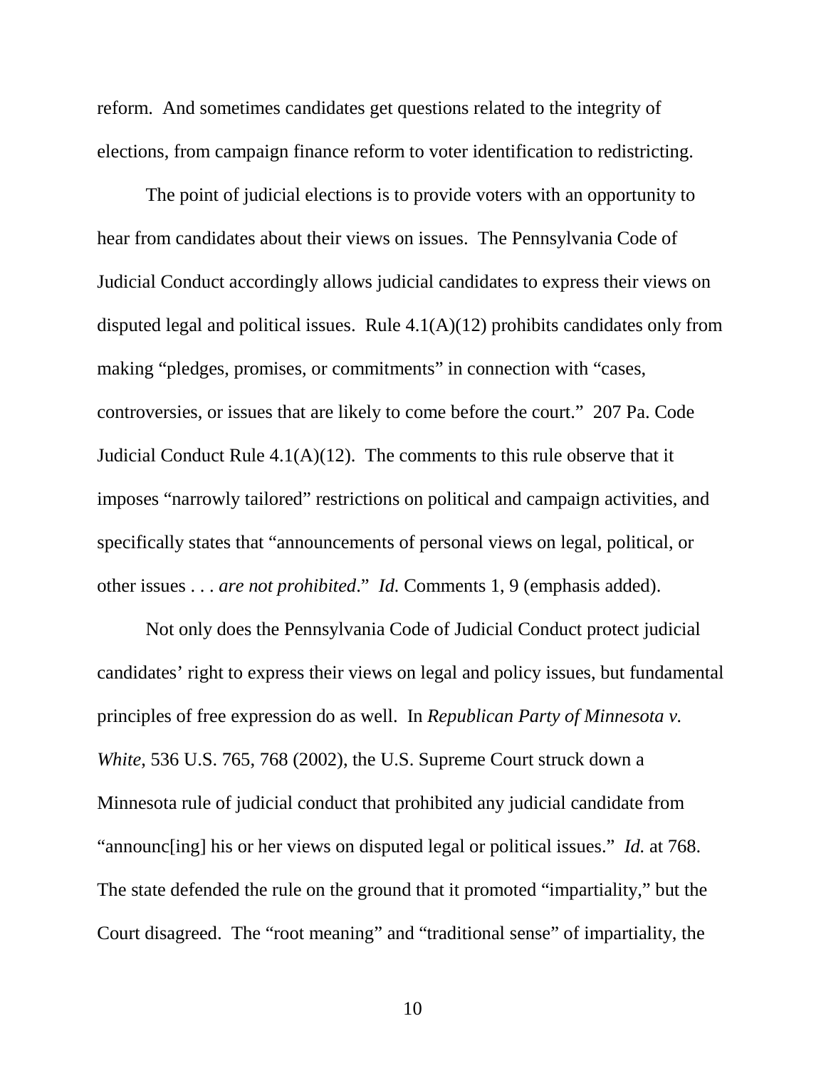reform. And sometimes candidates get questions related to the integrity of elections, from campaign finance reform to voter identification to redistricting.

The point of judicial elections is to provide voters with an opportunity to hear from candidates about their views on issues. The Pennsylvania Code of Judicial Conduct accordingly allows judicial candidates to express their views on disputed legal and political issues. Rule 4.1(A)(12) prohibits candidates only from making "pledges, promises, or commitments" in connection with "cases, controversies, or issues that are likely to come before the court." 207 Pa. Code Judicial Conduct Rule 4.1(A)(12). The comments to this rule observe that it imposes "narrowly tailored" restrictions on political and campaign activities, and specifically states that "announcements of personal views on legal, political, or other issues . . . *are not prohibited*." *Id.* Comments 1, 9 (emphasis added).

Not only does the Pennsylvania Code of Judicial Conduct protect judicial candidates' right to express their views on legal and policy issues, but fundamental principles of free expression do as well. In *Republican Party of Minnesota v. White*, 536 U.S. 765, 768 (2002), the U.S. Supreme Court struck down a Minnesota rule of judicial conduct that prohibited any judicial candidate from "announc[ing] his or her views on disputed legal or political issues." *Id.* at 768. The state defended the rule on the ground that it promoted "impartiality," but the Court disagreed. The "root meaning" and "traditional sense" of impartiality, the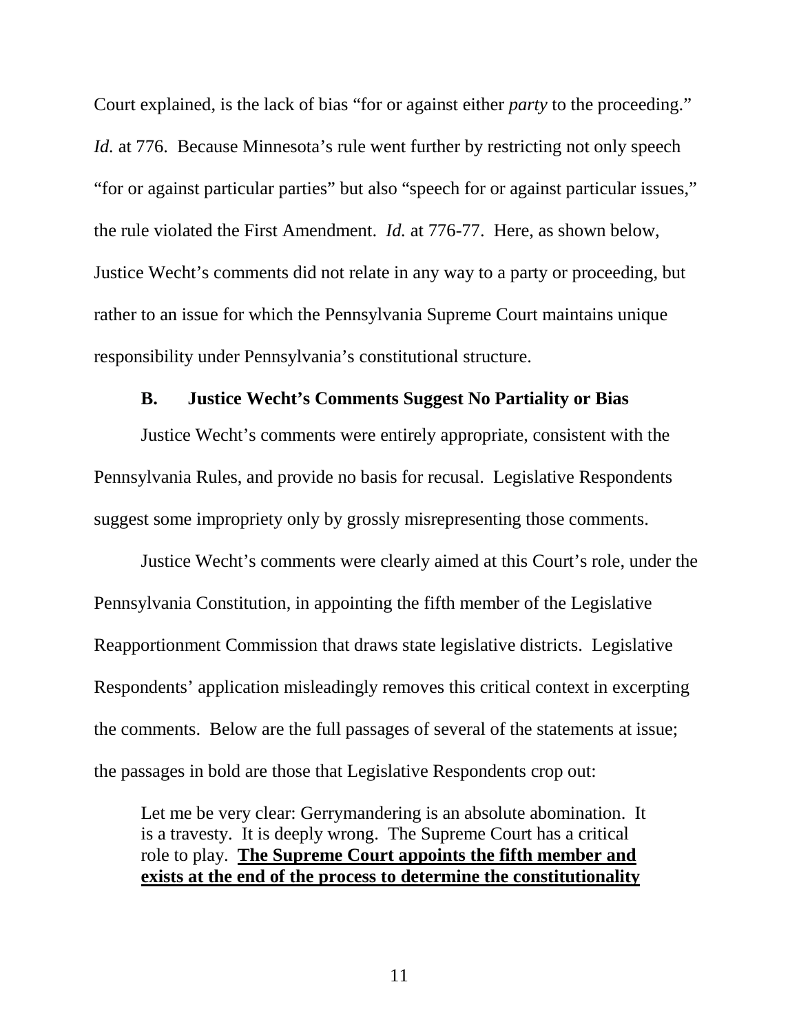Court explained, is the lack of bias "for or against either *party* to the proceeding." *Id.* at 776. Because Minnesota's rule went further by restricting not only speech "for or against particular parties" but also "speech for or against particular issues," the rule violated the First Amendment. *Id.* at 776-77. Here, as shown below, Justice Wecht's comments did not relate in any way to a party or proceeding, but rather to an issue for which the Pennsylvania Supreme Court maintains unique responsibility under Pennsylvania's constitutional structure.

### B. Justice Wecht's Comments Suggest No Partiality or Bias

Justice Wecht's comments were entirely appropriate, consistent with the Pennsylvania Rules, and provide no basis for recusal. Legislative Respondents suggest some impropriety only by grossly misrepresenting those comments.

Justice Wecht's comments were clearly aimed at this Court's role, under the Pennsylvania Constitution, in appointing the fifth member of the Legislative Reapportionment Commission that draws state legislative districts. Legislative Respondents' application misleadingly removes this critical context in excerpting the comments. Below are the full passages of several of the statements at issue; the passages in bold are those that Legislative Respondents crop out:

> Let me be very clear: Gerrymandering is an absolute abomination. It is a travesty. It is deeply wrong. The Supreme Court has a critical role to play. **<u>The Supreme Court appoints the fifth member and exists at the end of the process to determine the constitutionality</u>**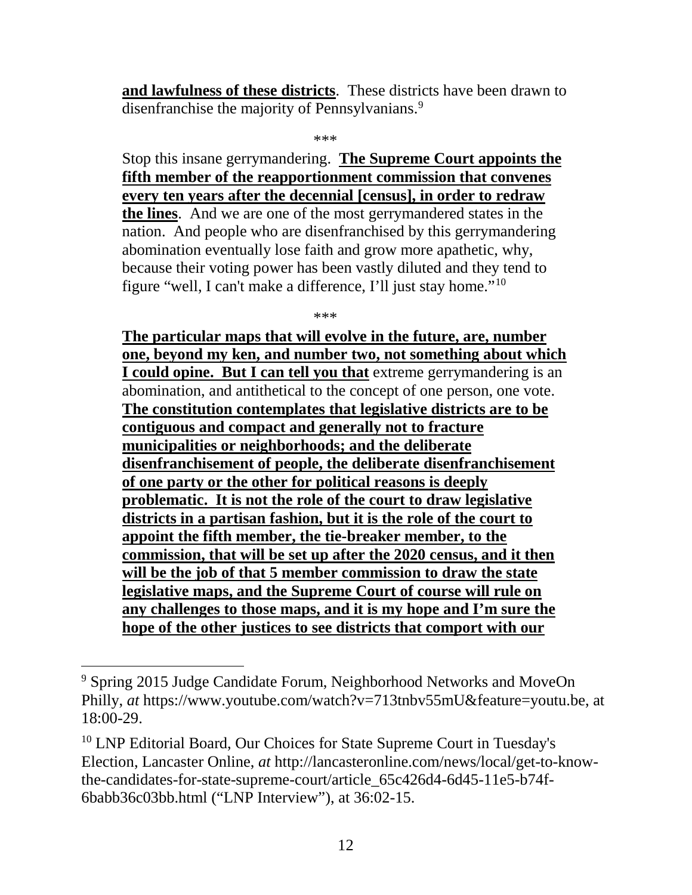**and lawfulness of these districts**. These districts have been drawn to disenfranchise the majority of Pennsylvanians.[9]

\*\*\*

Stop this insane gerrymandering. **The Supreme Court appoints the fifth member of the reapportionment commission that convenes every ten years after the decennial [census], in order to redraw the lines**. And we are one of the most gerrymandered states in the nation. And people who are disenfranchised by this gerrymandering abomination eventually lose faith and grow more apathetic, why, because their voting power has been vastly diluted and they tend to figure "well, I can't make a difference, I'll just stay home."[10]

\*\*\*

**The particular maps that will evolve in the future, are, number one, beyond my ken, and number two, not something about which I could opine. But I can tell you that** extreme gerrymandering is an abomination, and antithetical to the concept of one person, one vote. **The constitution contemplates that legislative districts are to be contiguous and compact and generally not to fracture municipalities or neighborhoods; and the deliberate disenfranchisement of people, the deliberate disenfranchisement of one party or the other for political reasons is deeply problematic. It is not the role of the court to draw legislative districts in a partisan fashion, but it is the role of the court to appoint the fifth member, the tie-breaker member, to the commission, that will be set up after the 2020 census, and it then will be the job of that 5 member commission to draw the state legislative maps, and the Supreme Court of course will rule on any challenges to those maps, and it is my hope and I'm sure the hope of the other justices to see districts that comport with our**

---

[9] Spring 2015 Judge Candidate Forum, Neighborhood Networks and MoveOn Philly, *at* https://www.youtube.com/watch?v=713tnbv55mU&feature=youtu.be, at 18:00-29.

[10] LNP Editorial Board, Our Choices for State Supreme Court in Tuesday's Election, Lancaster Online, *at* http://lancasteronline.com/news/local/get-to-know-the-candidates-for-state-supreme-court/article_65c426d4-6d45-11e5-b74f-6babb36c03bb.html ("LNP Interview"), at 36:02-15.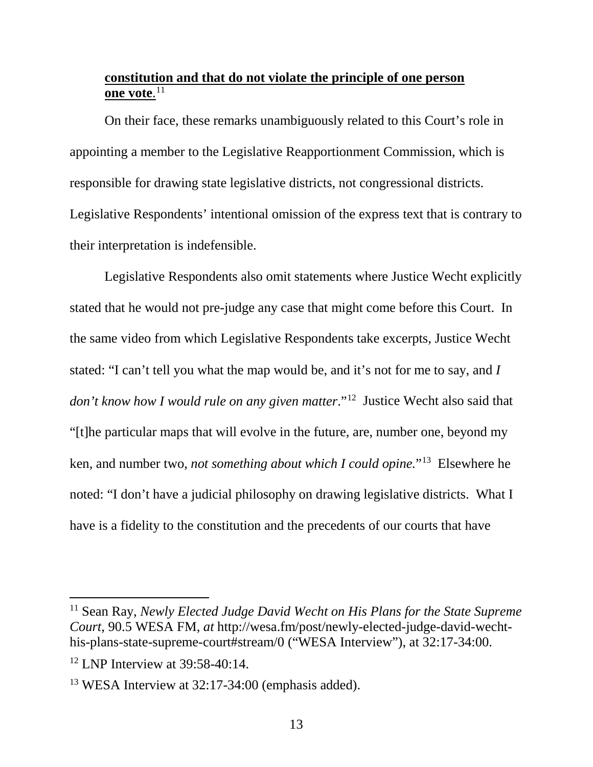**<u>constitution and that do not violate the principle of one person one vote</u>**.[11]

On their face, these remarks unambiguously related to this Court's role in appointing a member to the Legislative Reapportionment Commission, which is responsible for drawing state legislative districts, not congressional districts. Legislative Respondents' intentional omission of the express text that is contrary to their interpretation is indefensible.

Legislative Respondents also omit statements where Justice Wecht explicitly stated that he would not pre-judge any case that might come before this Court. In the same video from which Legislative Respondents take excerpts, Justice Wecht stated: "I can't tell you what the map would be, and it's not for me to say, and *I don't know how I would rule on any given matter*."[12] Justice Wecht also said that "[t]he particular maps that will evolve in the future, are, number one, beyond my ken, and number two, *not something about which I could opine.*"[13] Elsewhere he noted: "I don't have a judicial philosophy on drawing legislative districts. What I have is a fidelity to the constitution and the precedents of our courts that have

---

[11] Sean Ray, *Newly Elected Judge David Wecht on His Plans for the State Supreme Court*, 90.5 WESA FM, *at* http://wesa.fm/post/newly-elected-judge-david-wecht-his-plans-state-supreme-court#stream/0 ("WESA Interview"), at 32:17-34:00.

[12] LNP Interview at 39:58-40:14.

[13] WESA Interview at 32:17-34:00 (emphasis added).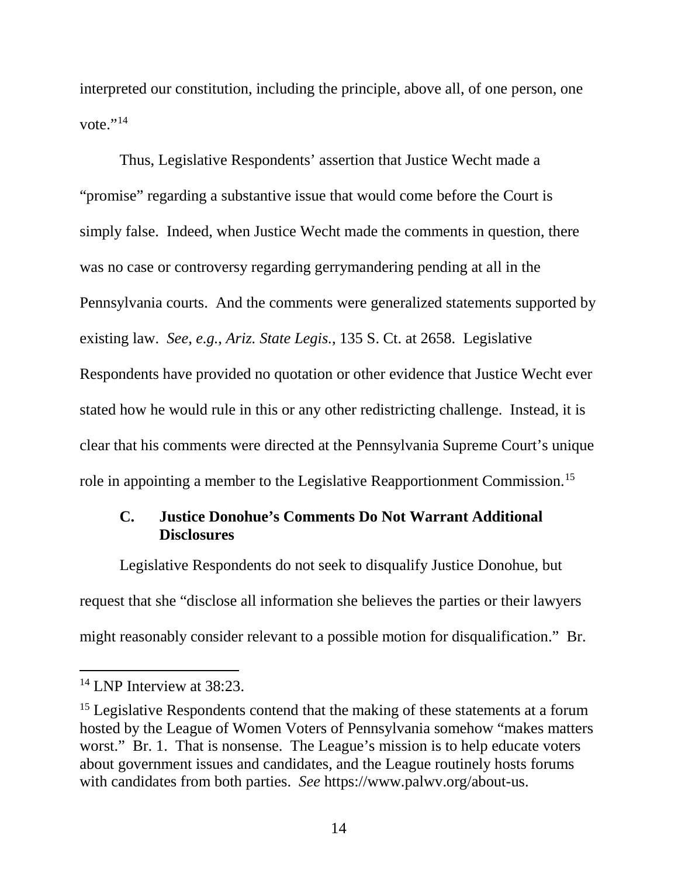interpreted our constitution, including the principle, above all, of one person, one vote."[14]

Thus, Legislative Respondents' assertion that Justice Wecht made a "promise" regarding a substantive issue that would come before the Court is simply false. Indeed, when Justice Wecht made the comments in question, there was no case or controversy regarding gerrymandering pending at all in the Pennsylvania courts. And the comments were generalized statements supported by existing law. *See, e.g.*, *Ariz. State Legis.*, 135 S. Ct. at 2658. Legislative Respondents have provided no quotation or other evidence that Justice Wecht ever stated how he would rule in this or any other redistricting challenge. Instead, it is clear that his comments were directed at the Pennsylvania Supreme Court's unique role in appointing a member to the Legislative Reapportionment Commission.[15]

### C. Justice Donohue's Comments Do Not Warrant Additional Disclosures

Legislative Respondents do not seek to disqualify Justice Donohue, but request that she "disclose all information she believes the parties or their lawyers might reasonably consider relevant to a possible motion for disqualification." Br.

---

[14] LNP Interview at 38:23.

[15] Legislative Respondents contend that the making of these statements at a forum hosted by the League of Women Voters of Pennsylvania somehow "makes matters worst." Br. 1. That is nonsense. The League's mission is to help educate voters about government issues and candidates, and the League routinely hosts forums with candidates from both parties. *See* https://www.palwv.org/about-us.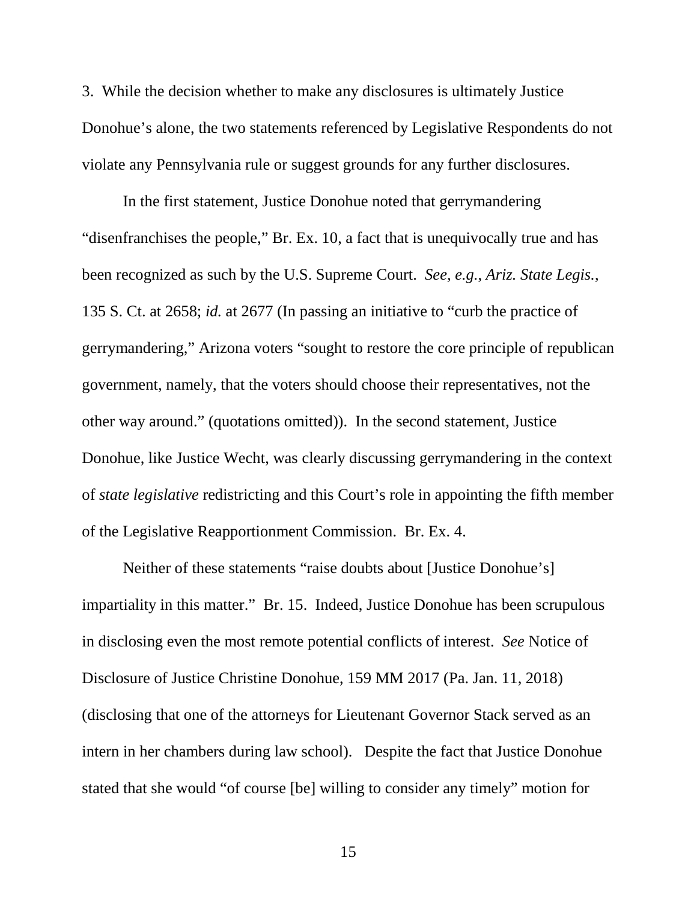3. While the decision whether to make any disclosures is ultimately Justice Donohue's alone, the two statements referenced by Legislative Respondents do not violate any Pennsylvania rule or suggest grounds for any further disclosures.

In the first statement, Justice Donohue noted that gerrymandering "disenfranchises the people," Br. Ex. 10, a fact that is unequivocally true and has been recognized as such by the U.S. Supreme Court. *See, e.g.*, *Ariz. State Legis.*, 135 S. Ct. at 2658; *id.* at 2677 (In passing an initiative to "curb the practice of gerrymandering," Arizona voters "sought to restore the core principle of republican government, namely, that the voters should choose their representatives, not the other way around." (quotations omitted)). In the second statement, Justice Donohue, like Justice Wecht, was clearly discussing gerrymandering in the context of *state legislative* redistricting and this Court's role in appointing the fifth member of the Legislative Reapportionment Commission. Br. Ex. 4.

Neither of these statements "raise doubts about [Justice Donohue's] impartiality in this matter." Br. 15. Indeed, Justice Donohue has been scrupulous in disclosing even the most remote potential conflicts of interest. *See* Notice of Disclosure of Justice Christine Donohue, 159 MM 2017 (Pa. Jan. 11, 2018) (disclosing that one of the attorneys for Lieutenant Governor Stack served as an intern in her chambers during law school). Despite the fact that Justice Donohue stated that she would "of course [be] willing to consider any timely" motion for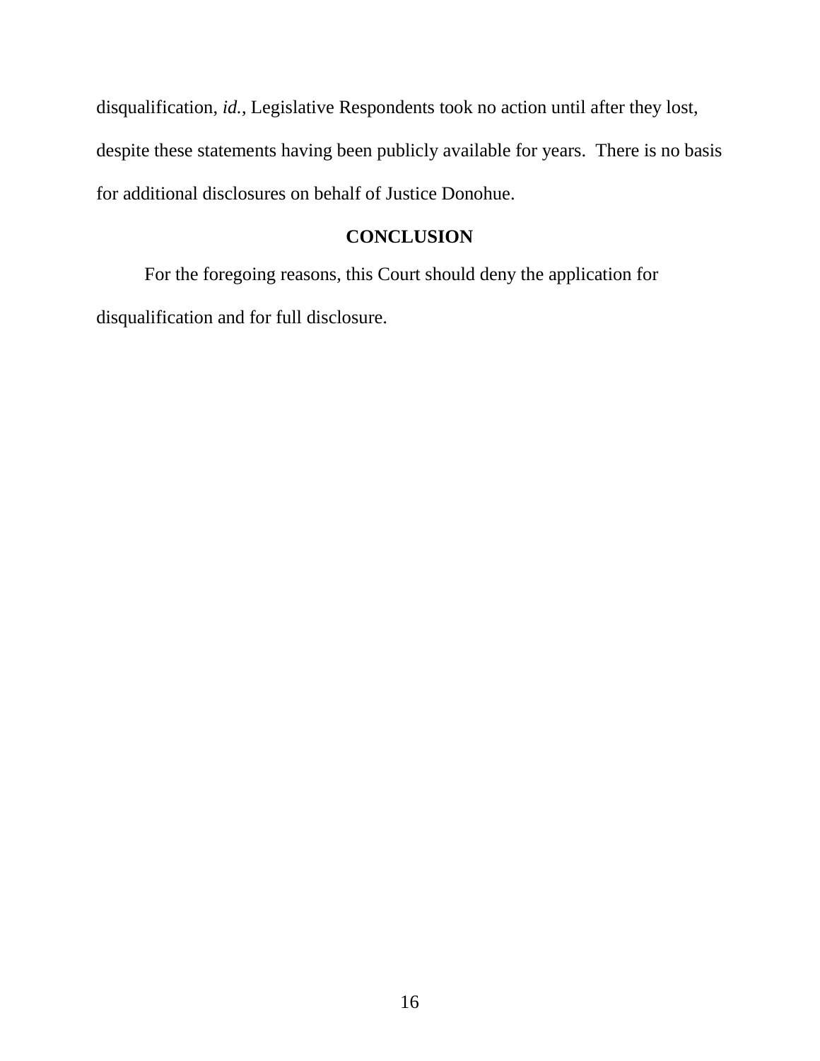disqualification, *id.*, Legislative Respondents took no action until after they lost, despite these statements having been publicly available for years. There is no basis for additional disclosures on behalf of Justice Donohue.

## CONCLUSION

For the foregoing reasons, this Court should deny the application for disqualification and for full disclosure.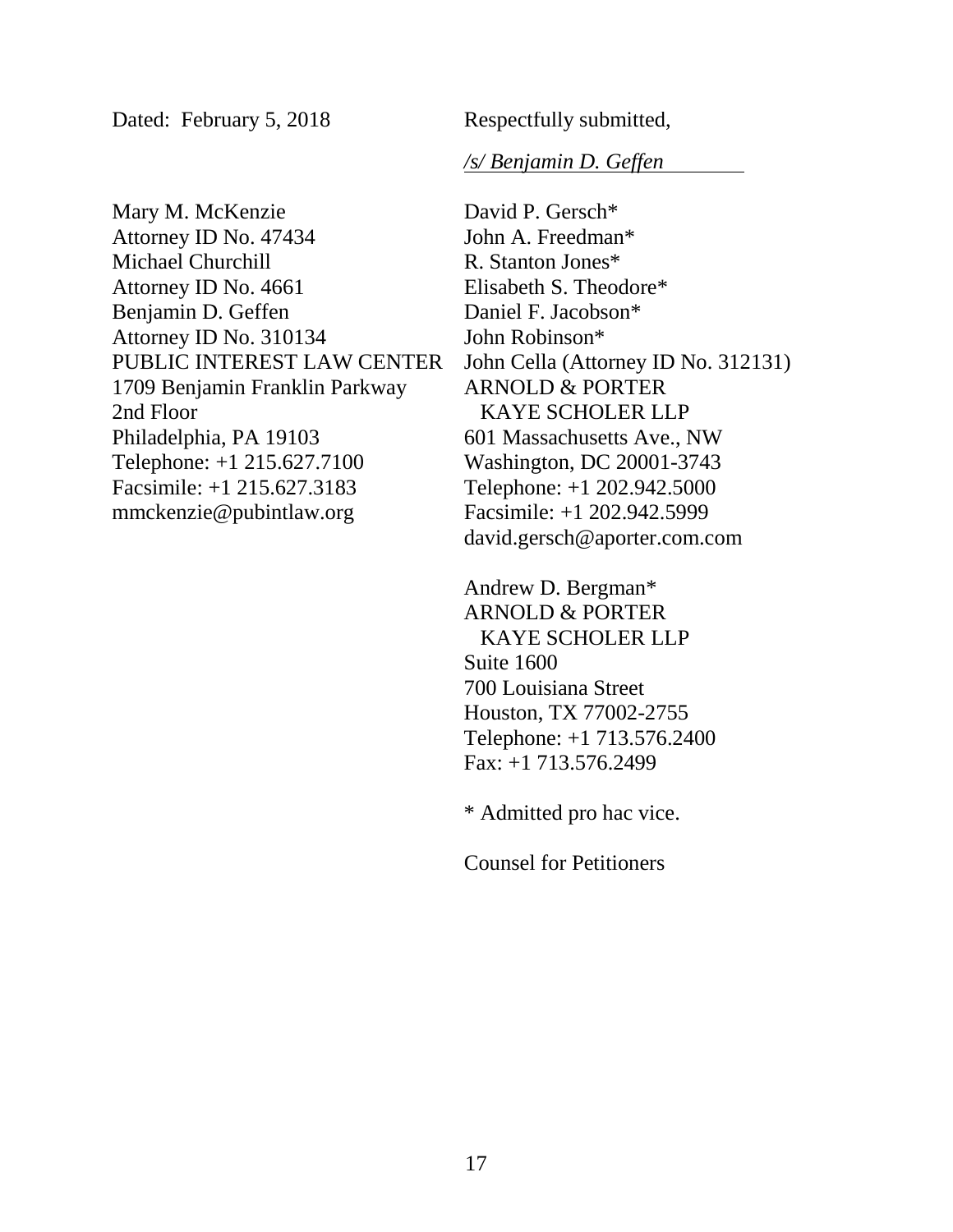Dated: February 5, 2018

Respectfully submitted,

*/s/ Benjamin D. Geffen*

Mary M. McKenzie
Attorney ID No. 47434
Michael Churchill
Attorney ID No. 4661
Benjamin D. Geffen
Attorney ID No. 310134
PUBLIC INTEREST LAW CENTER
1709 Benjamin Franklin Parkway
2nd Floor
Philadelphia, PA 19103
Telephone: +1 215.627.7100
Facsimile: +1 215.627.3183
mmckenzie@pubintlaw.org

David P. Gersch*
John A. Freedman*
R. Stanton Jones*
Elisabeth S. Theodore*
Daniel F. Jacobson*
John Robinson*
John Cella (Attorney ID No. 312131)
ARNOLD & PORTER
KAYE SCHOLER LLP
601 Massachusetts Ave., NW
Washington, DC 20001-3743
Telephone: +1 202.942.5000
Facsimile: +1 202.942.5999
david.gersch@aporter.com.com

Andrew D. Bergman*
ARNOLD & PORTER
KAYE SCHOLER LLP
Suite 1600
700 Louisiana Street
Houston, TX 77002-2755
Telephone: +1 713.576.2400
Fax: +1 713.576.2499

* Admitted pro hac vice.

Counsel for Petitioners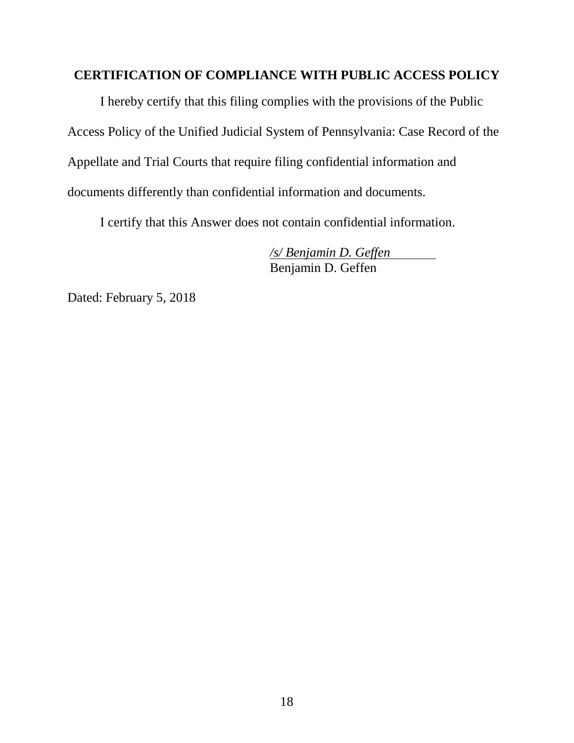**CERTIFICATION OF COMPLIANCE WITH PUBLIC ACCESS POLICY**

I hereby certify that this filing complies with the provisions of the Public Access Policy of the Unified Judicial System of Pennsylvania: Case Record of the Appellate and Trial Courts that require filing confidential information and documents differently than confidential information and documents.

I certify that this Answer does not contain confidential information.

*/s/ Benjamin D. Geffen*
Benjamin D. Geffen

Dated: February 5, 2018